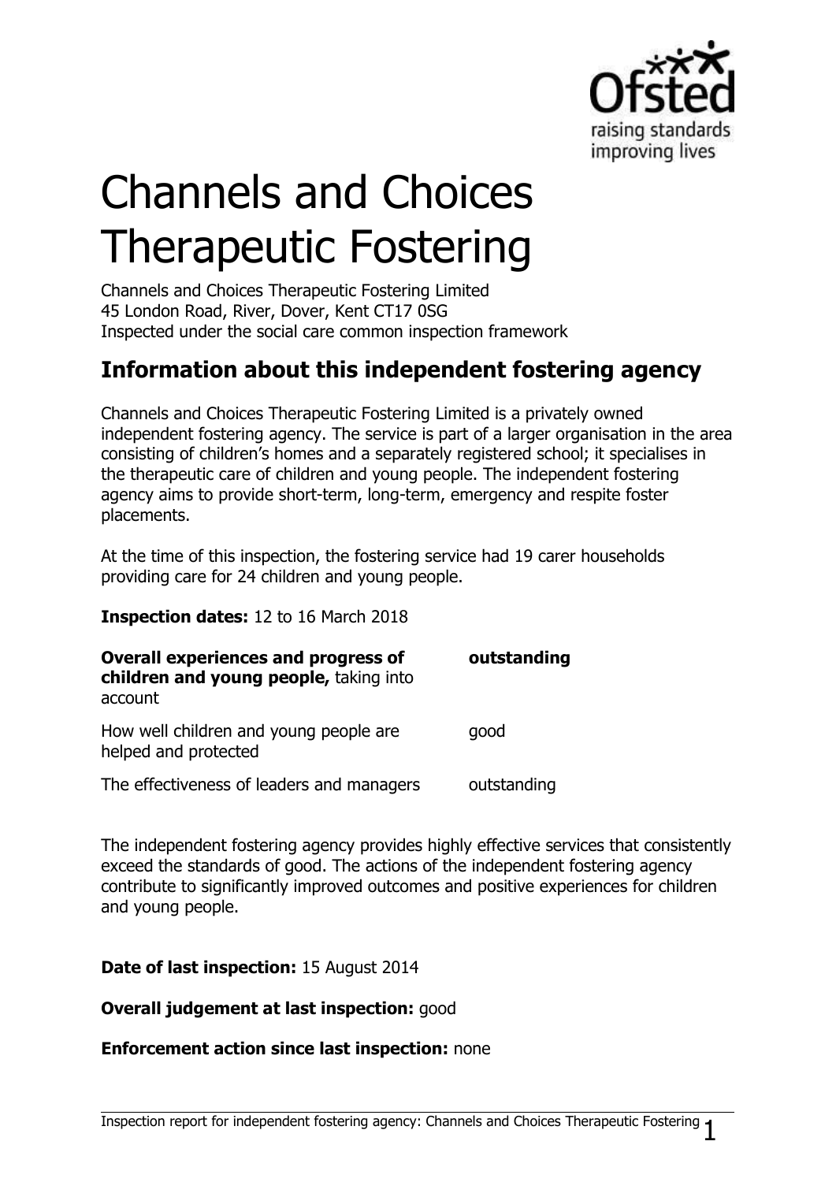# Channels and Choices Therapeutic Fostering

Channels and Choices Therapeutic Fostering Limited
45 London Road, River, Dover, Kent CT17 0SG
Inspected under the social care common inspection framework

## Information about this independent fostering agency

Channels and Choices Therapeutic Fostering Limited is a privately owned independent fostering agency. The service is part of a larger organisation in the area consisting of children's homes and a separately registered school; it specialises in the therapeutic care of children and young people. The independent fostering agency aims to provide short-term, long-term, emergency and respite foster placements.

At the time of this inspection, the fostering service had 19 carer households providing care for 24 children and young people.

**Inspection dates:** 12 to 16 March 2018

| | |
|---|---|
| **Overall experiences and progress of children and young people,** taking into account | **outstanding** |
| How well children and young people are helped and protected | good |
| The effectiveness of leaders and managers | outstanding |

The independent fostering agency provides highly effective services that consistently exceed the standards of good. The actions of the independent fostering agency contribute to significantly improved outcomes and positive experiences for children and young people.

**Date of last inspection:** 15 August 2014

**Overall judgement at last inspection:** good

**Enforcement action since last inspection:** none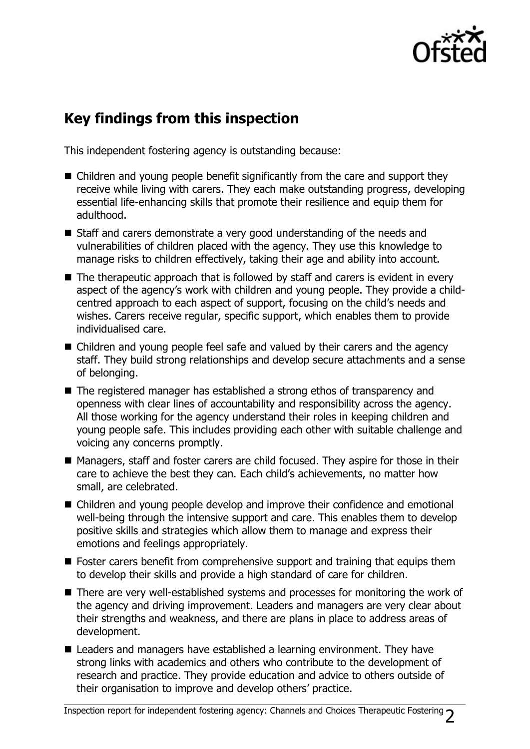## Key findings from this inspection

This independent fostering agency is outstanding because:

- Children and young people benefit significantly from the care and support they receive while living with carers. They each make outstanding progress, developing essential life-enhancing skills that promote their resilience and equip them for adulthood.
- Staff and carers demonstrate a very good understanding of the needs and vulnerabilities of children placed with the agency. They use this knowledge to manage risks to children effectively, taking their age and ability into account.
- The therapeutic approach that is followed by staff and carers is evident in every aspect of the agency's work with children and young people. They provide a child-centred approach to each aspect of support, focusing on the child's needs and wishes. Carers receive regular, specific support, which enables them to provide individualised care.
- Children and young people feel safe and valued by their carers and the agency staff. They build strong relationships and develop secure attachments and a sense of belonging.
- The registered manager has established a strong ethos of transparency and openness with clear lines of accountability and responsibility across the agency. All those working for the agency understand their roles in keeping children and young people safe. This includes providing each other with suitable challenge and voicing any concerns promptly.
- Managers, staff and foster carers are child focused. They aspire for those in their care to achieve the best they can. Each child's achievements, no matter how small, are celebrated.
- Children and young people develop and improve their confidence and emotional well-being through the intensive support and care. This enables them to develop positive skills and strategies which allow them to manage and express their emotions and feelings appropriately.
- Foster carers benefit from comprehensive support and training that equips them to develop their skills and provide a high standard of care for children.
- There are very well-established systems and processes for monitoring the work of the agency and driving improvement. Leaders and managers are very clear about their strengths and weakness, and there are plans in place to address areas of development.
- Leaders and managers have established a learning environment. They have strong links with academics and others who contribute to the development of research and practice. They provide education and advice to others outside of their organisation to improve and develop others' practice.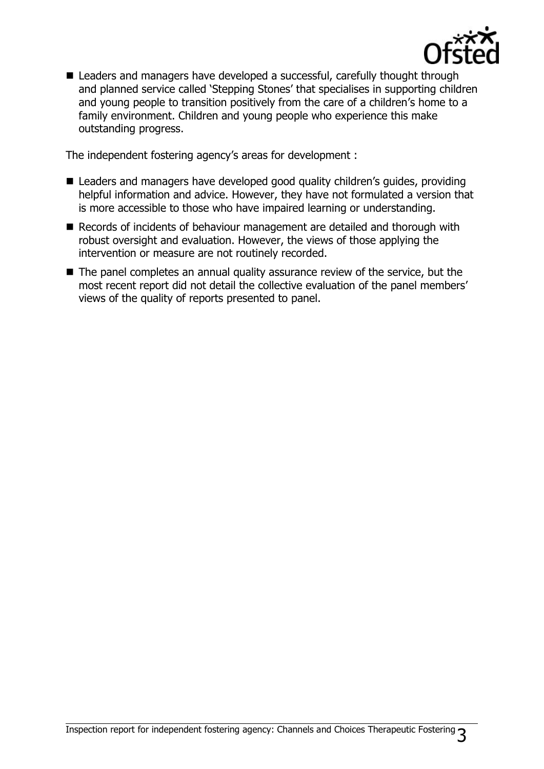- Leaders and managers have developed a successful, carefully thought through and planned service called 'Stepping Stones' that specialises in supporting children and young people to transition positively from the care of a children's home to a family environment. Children and young people who experience this make outstanding progress.

The independent fostering agency's areas for development :

- Leaders and managers have developed good quality children's guides, providing helpful information and advice. However, they have not formulated a version that is more accessible to those who have impaired learning or understanding.
- Records of incidents of behaviour management are detailed and thorough with robust oversight and evaluation. However, the views of those applying the intervention or measure are not routinely recorded.
- The panel completes an annual quality assurance review of the service, but the most recent report did not detail the collective evaluation of the panel members' views of the quality of reports presented to panel.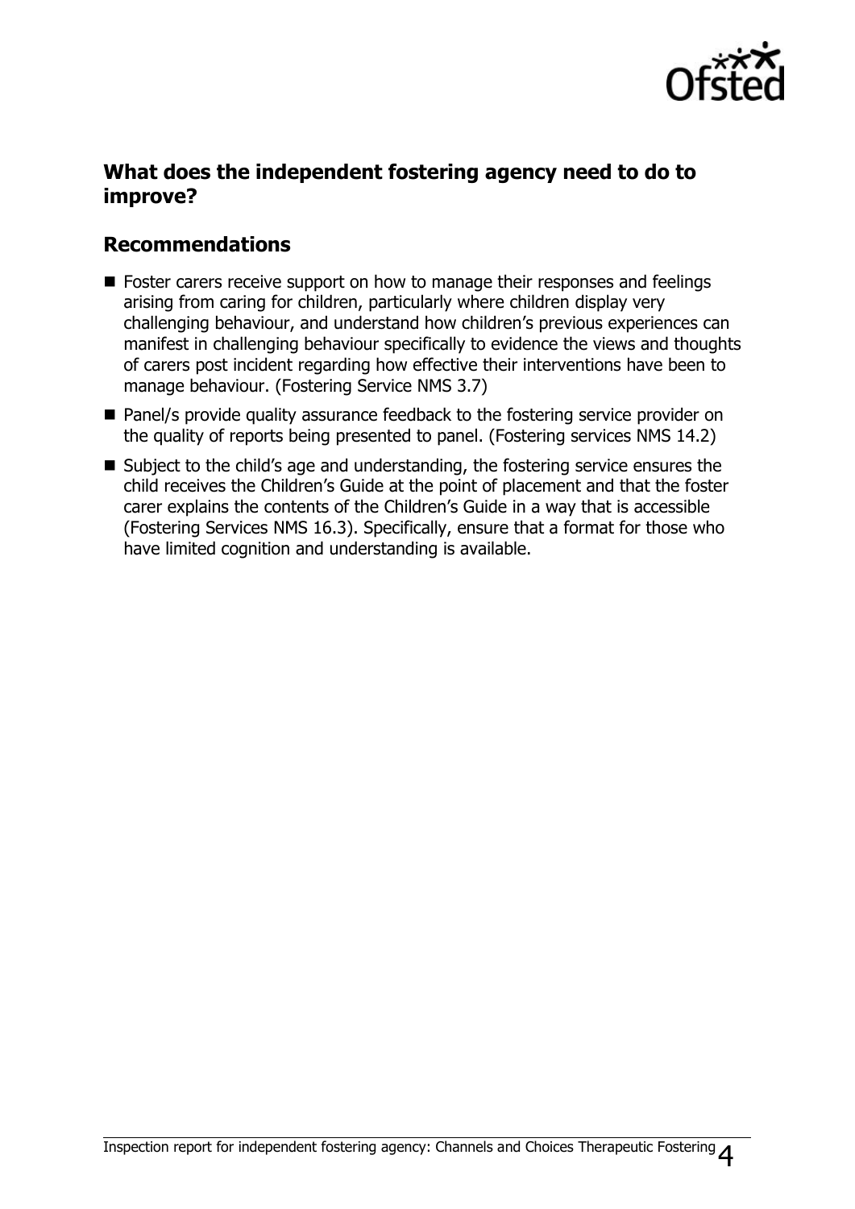## What does the independent fostering agency need to do to improve?

## Recommendations

- Foster carers receive support on how to manage their responses and feelings arising from caring for children, particularly where children display very challenging behaviour, and understand how children's previous experiences can manifest in challenging behaviour specifically to evidence the views and thoughts of carers post incident regarding how effective their interventions have been to manage behaviour. (Fostering Service NMS 3.7)
- Panel/s provide quality assurance feedback to the fostering service provider on the quality of reports being presented to panel. (Fostering services NMS 14.2)
- Subject to the child's age and understanding, the fostering service ensures the child receives the Children's Guide at the point of placement and that the foster carer explains the contents of the Children's Guide in a way that is accessible (Fostering Services NMS 16.3). Specifically, ensure that a format for those who have limited cognition and understanding is available.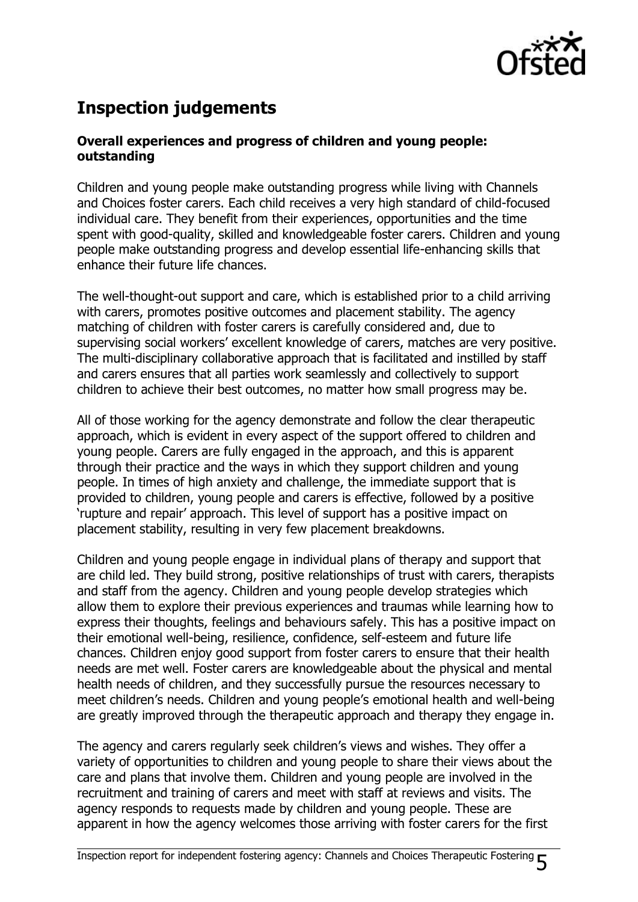## Inspection judgements

**Overall experiences and progress of children and young people: outstanding**

Children and young people make outstanding progress while living with Channels and Choices foster carers. Each child receives a very high standard of child-focused individual care. They benefit from their experiences, opportunities and the time spent with good-quality, skilled and knowledgeable foster carers. Children and young people make outstanding progress and develop essential life-enhancing skills that enhance their future life chances.

The well-thought-out support and care, which is established prior to a child arriving with carers, promotes positive outcomes and placement stability. The agency matching of children with foster carers is carefully considered and, due to supervising social workers' excellent knowledge of carers, matches are very positive. The multi-disciplinary collaborative approach that is facilitated and instilled by staff and carers ensures that all parties work seamlessly and collectively to support children to achieve their best outcomes, no matter how small progress may be.

All of those working for the agency demonstrate and follow the clear therapeutic approach, which is evident in every aspect of the support offered to children and young people. Carers are fully engaged in the approach, and this is apparent through their practice and the ways in which they support children and young people. In times of high anxiety and challenge, the immediate support that is provided to children, young people and carers is effective, followed by a positive 'rupture and repair' approach. This level of support has a positive impact on placement stability, resulting in very few placement breakdowns.

Children and young people engage in individual plans of therapy and support that are child led. They build strong, positive relationships of trust with carers, therapists and staff from the agency. Children and young people develop strategies which allow them to explore their previous experiences and traumas while learning how to express their thoughts, feelings and behaviours safely. This has a positive impact on their emotional well-being, resilience, confidence, self-esteem and future life chances. Children enjoy good support from foster carers to ensure that their health needs are met well. Foster carers are knowledgeable about the physical and mental health needs of children, and they successfully pursue the resources necessary to meet children's needs. Children and young people's emotional health and well-being are greatly improved through the therapeutic approach and therapy they engage in.

The agency and carers regularly seek children's views and wishes. They offer a variety of opportunities to children and young people to share their views about the care and plans that involve them. Children and young people are involved in the recruitment and training of carers and meet with staff at reviews and visits. The agency responds to requests made by children and young people. These are apparent in how the agency welcomes those arriving with foster carers for the first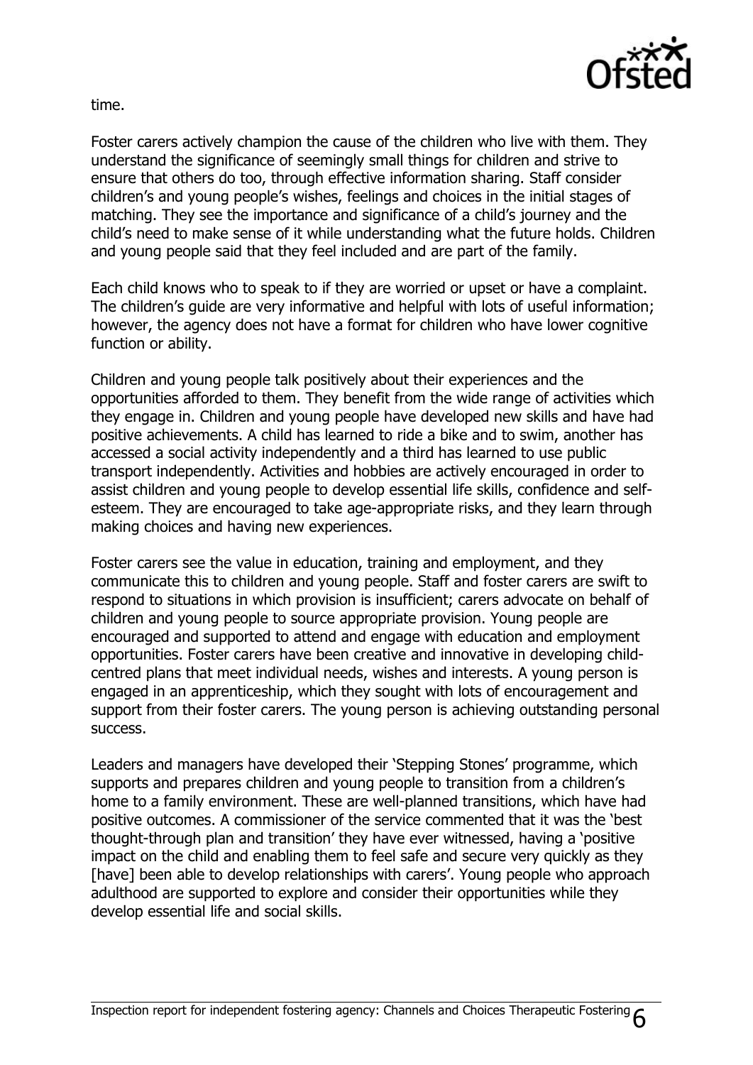time.

Foster carers actively champion the cause of the children who live with them. They understand the significance of seemingly small things for children and strive to ensure that others do too, through effective information sharing. Staff consider children's and young people's wishes, feelings and choices in the initial stages of matching. They see the importance and significance of a child's journey and the child's need to make sense of it while understanding what the future holds. Children and young people said that they feel included and are part of the family.

Each child knows who to speak to if they are worried or upset or have a complaint. The children's guide are very informative and helpful with lots of useful information; however, the agency does not have a format for children who have lower cognitive function or ability.

Children and young people talk positively about their experiences and the opportunities afforded to them. They benefit from the wide range of activities which they engage in. Children and young people have developed new skills and have had positive achievements. A child has learned to ride a bike and to swim, another has accessed a social activity independently and a third has learned to use public transport independently. Activities and hobbies are actively encouraged in order to assist children and young people to develop essential life skills, confidence and self-esteem. They are encouraged to take age-appropriate risks, and they learn through making choices and having new experiences.

Foster carers see the value in education, training and employment, and they communicate this to children and young people. Staff and foster carers are swift to respond to situations in which provision is insufficient; carers advocate on behalf of children and young people to source appropriate provision. Young people are encouraged and supported to attend and engage with education and employment opportunities. Foster carers have been creative and innovative in developing child-centred plans that meet individual needs, wishes and interests. A young person is engaged in an apprenticeship, which they sought with lots of encouragement and support from their foster carers. The young person is achieving outstanding personal success.

Leaders and managers have developed their 'Stepping Stones' programme, which supports and prepares children and young people to transition from a children's home to a family environment. These are well-planned transitions, which have had positive outcomes. A commissioner of the service commented that it was the 'best thought-through plan and transition' they have ever witnessed, having a 'positive impact on the child and enabling them to feel safe and secure very quickly as they [have] been able to develop relationships with carers'. Young people who approach adulthood are supported to explore and consider their opportunities while they develop essential life and social skills.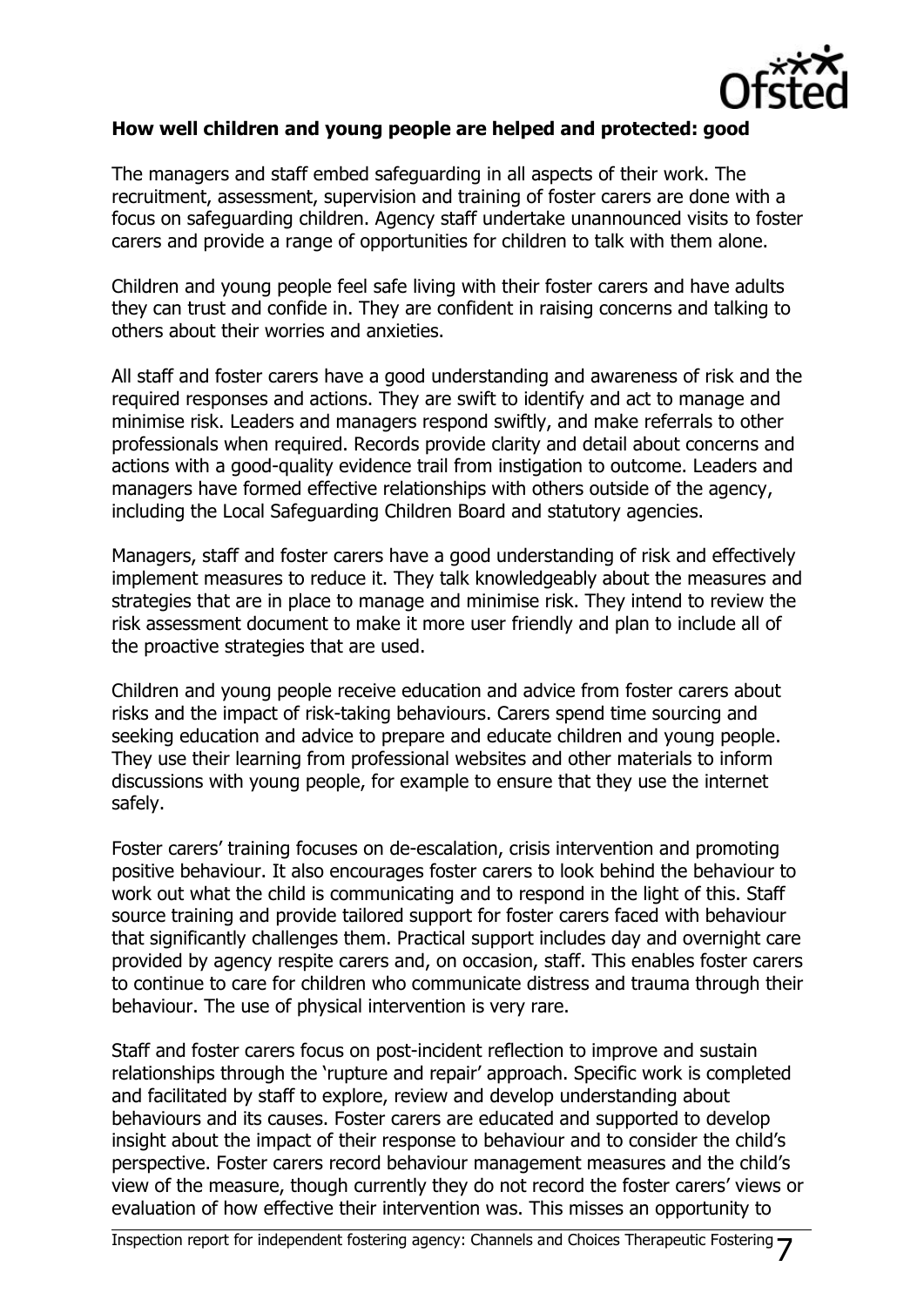**How well children and young people are helped and protected: good**

The managers and staff embed safeguarding in all aspects of their work. The recruitment, assessment, supervision and training of foster carers are done with a focus on safeguarding children. Agency staff undertake unannounced visits to foster carers and provide a range of opportunities for children to talk with them alone.

Children and young people feel safe living with their foster carers and have adults they can trust and confide in. They are confident in raising concerns and talking to others about their worries and anxieties.

All staff and foster carers have a good understanding and awareness of risk and the required responses and actions. They are swift to identify and act to manage and minimise risk. Leaders and managers respond swiftly, and make referrals to other professionals when required. Records provide clarity and detail about concerns and actions with a good-quality evidence trail from instigation to outcome. Leaders and managers have formed effective relationships with others outside of the agency, including the Local Safeguarding Children Board and statutory agencies.

Managers, staff and foster carers have a good understanding of risk and effectively implement measures to reduce it. They talk knowledgeably about the measures and strategies that are in place to manage and minimise risk. They intend to review the risk assessment document to make it more user friendly and plan to include all of the proactive strategies that are used.

Children and young people receive education and advice from foster carers about risks and the impact of risk-taking behaviours. Carers spend time sourcing and seeking education and advice to prepare and educate children and young people. They use their learning from professional websites and other materials to inform discussions with young people, for example to ensure that they use the internet safely.

Foster carers' training focuses on de-escalation, crisis intervention and promoting positive behaviour. It also encourages foster carers to look behind the behaviour to work out what the child is communicating and to respond in the light of this. Staff source training and provide tailored support for foster carers faced with behaviour that significantly challenges them. Practical support includes day and overnight care provided by agency respite carers and, on occasion, staff. This enables foster carers to continue to care for children who communicate distress and trauma through their behaviour. The use of physical intervention is very rare.

Staff and foster carers focus on post-incident reflection to improve and sustain relationships through the 'rupture and repair' approach. Specific work is completed and facilitated by staff to explore, review and develop understanding about behaviours and its causes. Foster carers are educated and supported to develop insight about the impact of their response to behaviour and to consider the child's perspective. Foster carers record behaviour management measures and the child's view of the measure, though currently they do not record the foster carers' views or evaluation of how effective their intervention was. This misses an opportunity to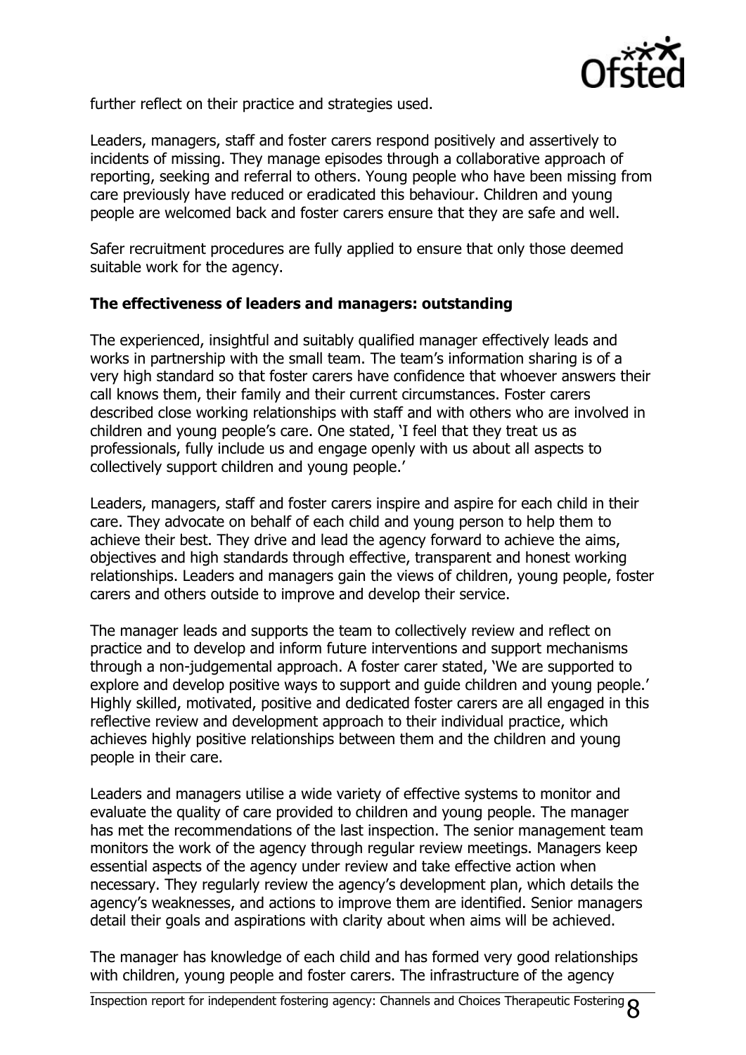further reflect on their practice and strategies used.

Leaders, managers, staff and foster carers respond positively and assertively to incidents of missing. They manage episodes through a collaborative approach of reporting, seeking and referral to others. Young people who have been missing from care previously have reduced or eradicated this behaviour. Children and young people are welcomed back and foster carers ensure that they are safe and well.

Safer recruitment procedures are fully applied to ensure that only those deemed suitable work for the agency.

**The effectiveness of leaders and managers: outstanding**

The experienced, insightful and suitably qualified manager effectively leads and works in partnership with the small team. The team's information sharing is of a very high standard so that foster carers have confidence that whoever answers their call knows them, their family and their current circumstances. Foster carers described close working relationships with staff and with others who are involved in children and young people's care. One stated, 'I feel that they treat us as professionals, fully include us and engage openly with us about all aspects to collectively support children and young people.'

Leaders, managers, staff and foster carers inspire and aspire for each child in their care. They advocate on behalf of each child and young person to help them to achieve their best. They drive and lead the agency forward to achieve the aims, objectives and high standards through effective, transparent and honest working relationships. Leaders and managers gain the views of children, young people, foster carers and others outside to improve and develop their service.

The manager leads and supports the team to collectively review and reflect on practice and to develop and inform future interventions and support mechanisms through a non-judgemental approach. A foster carer stated, 'We are supported to explore and develop positive ways to support and guide children and young people.' Highly skilled, motivated, positive and dedicated foster carers are all engaged in this reflective review and development approach to their individual practice, which achieves highly positive relationships between them and the children and young people in their care.

Leaders and managers utilise a wide variety of effective systems to monitor and evaluate the quality of care provided to children and young people. The manager has met the recommendations of the last inspection. The senior management team monitors the work of the agency through regular review meetings. Managers keep essential aspects of the agency under review and take effective action when necessary. They regularly review the agency's development plan, which details the agency's weaknesses, and actions to improve them are identified. Senior managers detail their goals and aspirations with clarity about when aims will be achieved.

The manager has knowledge of each child and has formed very good relationships with children, young people and foster carers. The infrastructure of the agency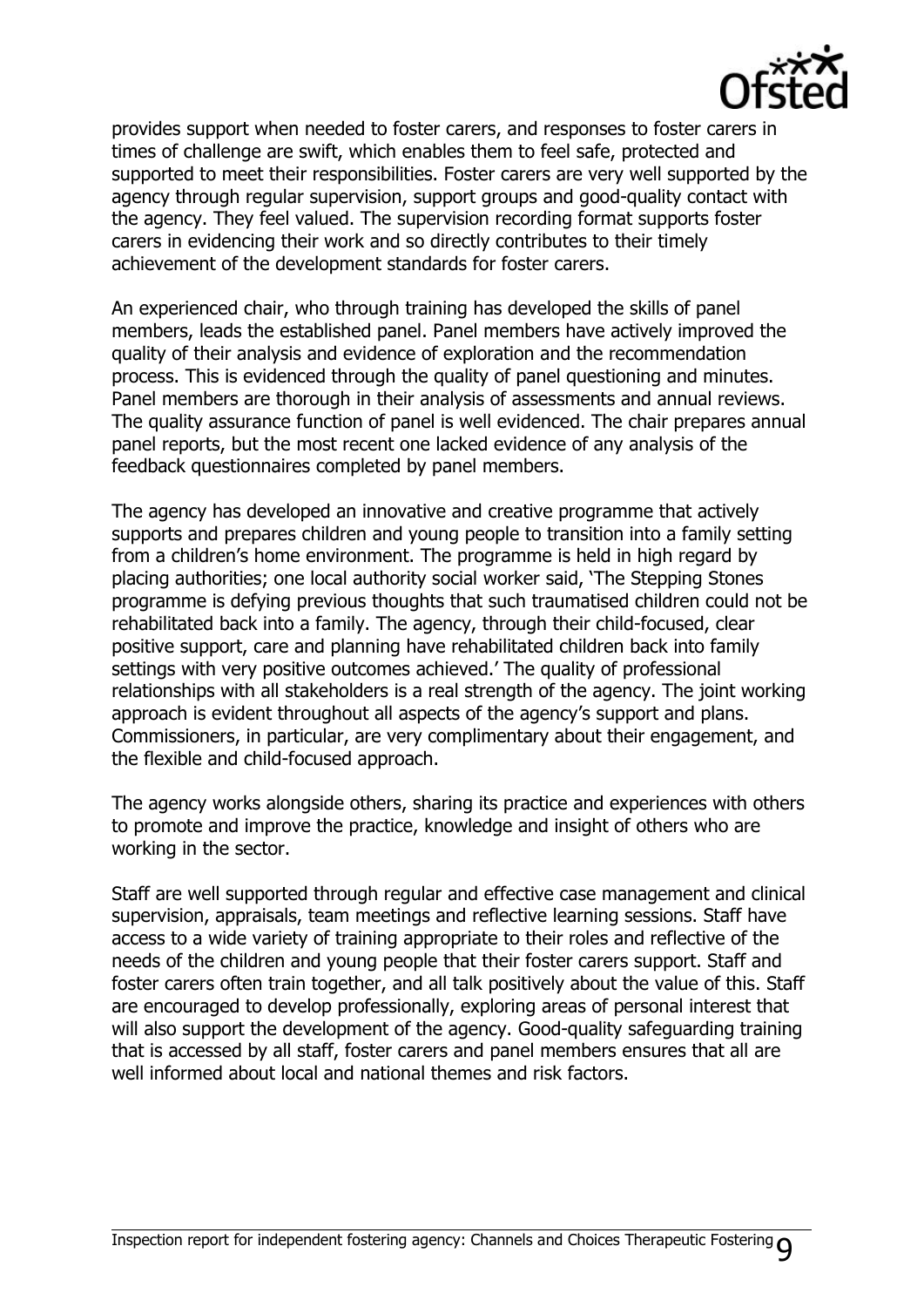provides support when needed to foster carers, and responses to foster carers in times of challenge are swift, which enables them to feel safe, protected and supported to meet their responsibilities. Foster carers are very well supported by the agency through regular supervision, support groups and good-quality contact with the agency. They feel valued. The supervision recording format supports foster carers in evidencing their work and so directly contributes to their timely achievement of the development standards for foster carers.

An experienced chair, who through training has developed the skills of panel members, leads the established panel. Panel members have actively improved the quality of their analysis and evidence of exploration and the recommendation process. This is evidenced through the quality of panel questioning and minutes. Panel members are thorough in their analysis of assessments and annual reviews. The quality assurance function of panel is well evidenced. The chair prepares annual panel reports, but the most recent one lacked evidence of any analysis of the feedback questionnaires completed by panel members.

The agency has developed an innovative and creative programme that actively supports and prepares children and young people to transition into a family setting from a children's home environment. The programme is held in high regard by placing authorities; one local authority social worker said, 'The Stepping Stones programme is defying previous thoughts that such traumatised children could not be rehabilitated back into a family. The agency, through their child-focused, clear positive support, care and planning have rehabilitated children back into family settings with very positive outcomes achieved.' The quality of professional relationships with all stakeholders is a real strength of the agency. The joint working approach is evident throughout all aspects of the agency's support and plans. Commissioners, in particular, are very complimentary about their engagement, and the flexible and child-focused approach.

The agency works alongside others, sharing its practice and experiences with others to promote and improve the practice, knowledge and insight of others who are working in the sector.

Staff are well supported through regular and effective case management and clinical supervision, appraisals, team meetings and reflective learning sessions. Staff have access to a wide variety of training appropriate to their roles and reflective of the needs of the children and young people that their foster carers support. Staff and foster carers often train together, and all talk positively about the value of this. Staff are encouraged to develop professionally, exploring areas of personal interest that will also support the development of the agency. Good-quality safeguarding training that is accessed by all staff, foster carers and panel members ensures that all are well informed about local and national themes and risk factors.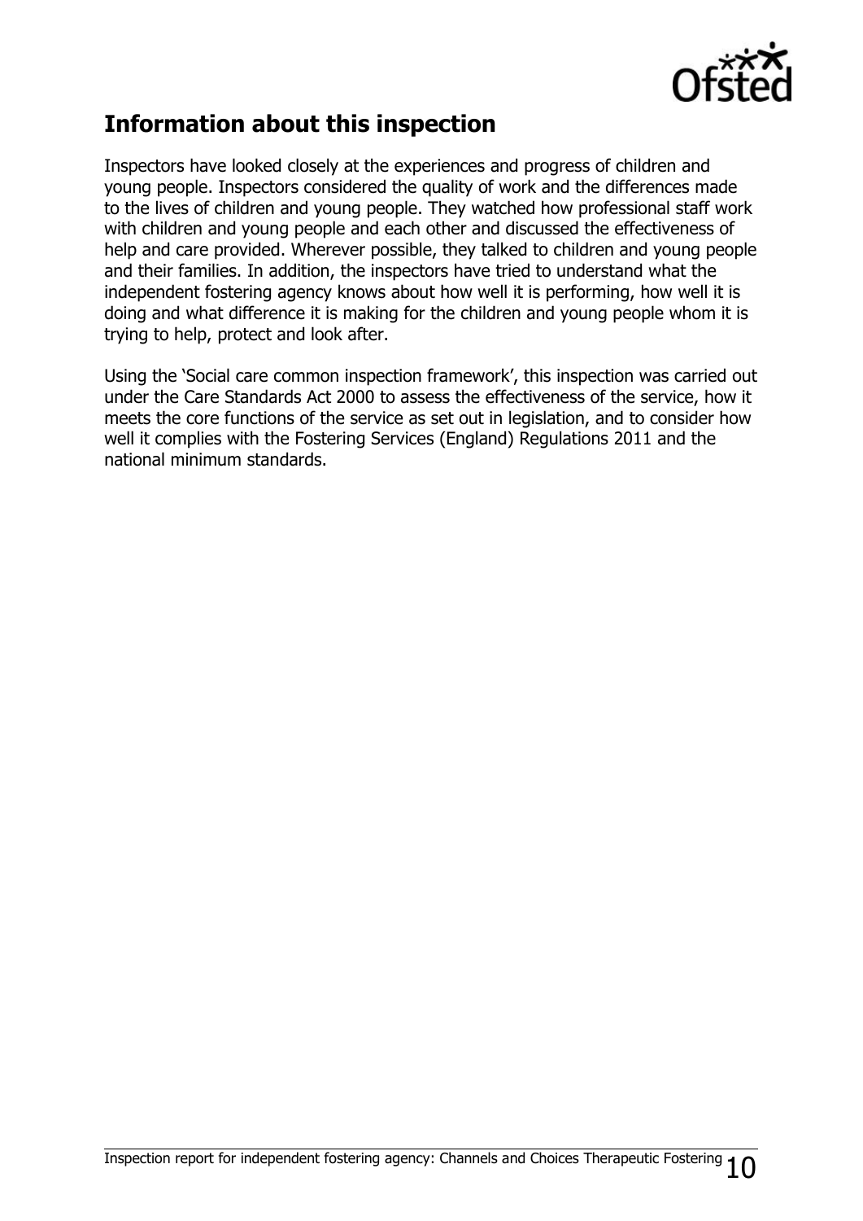## Information about this inspection

Inspectors have looked closely at the experiences and progress of children and young people. Inspectors considered the quality of work and the differences made to the lives of children and young people. They watched how professional staff work with children and young people and each other and discussed the effectiveness of help and care provided. Wherever possible, they talked to children and young people and their families. In addition, the inspectors have tried to understand what the independent fostering agency knows about how well it is performing, how well it is doing and what difference it is making for the children and young people whom it is trying to help, protect and look after.

Using the 'Social care common inspection framework', this inspection was carried out under the Care Standards Act 2000 to assess the effectiveness of the service, how it meets the core functions of the service as set out in legislation, and to consider how well it complies with the Fostering Services (England) Regulations 2011 and the national minimum standards.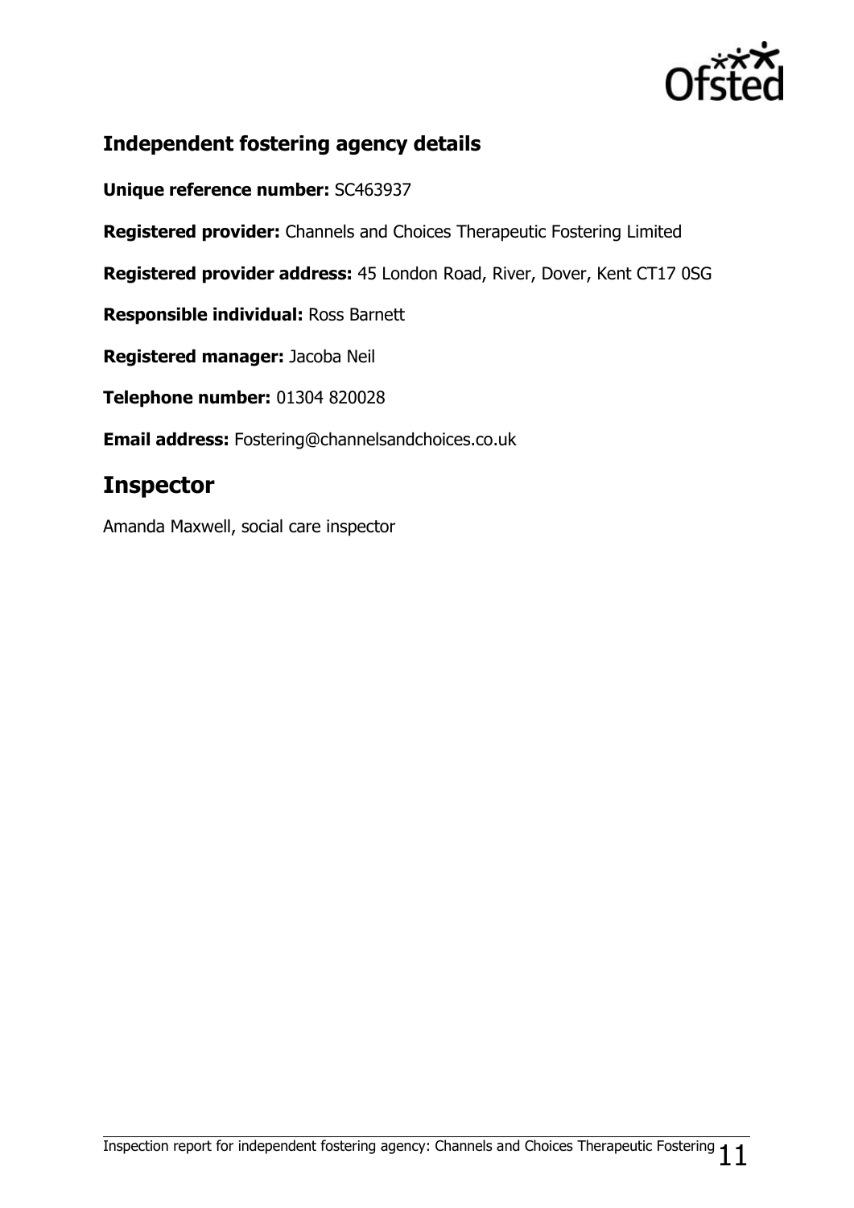## Independent fostering agency details

**Unique reference number:** SC463937

**Registered provider:** Channels and Choices Therapeutic Fostering Limited

**Registered provider address:** 45 London Road, River, Dover, Kent CT17 0SG

**Responsible individual:** Ross Barnett

**Registered manager:** Jacoba Neil

**Telephone number:** 01304 820028

**Email address:** Fostering@channelsandchoices.co.uk

# Inspector

Amanda Maxwell, social care inspector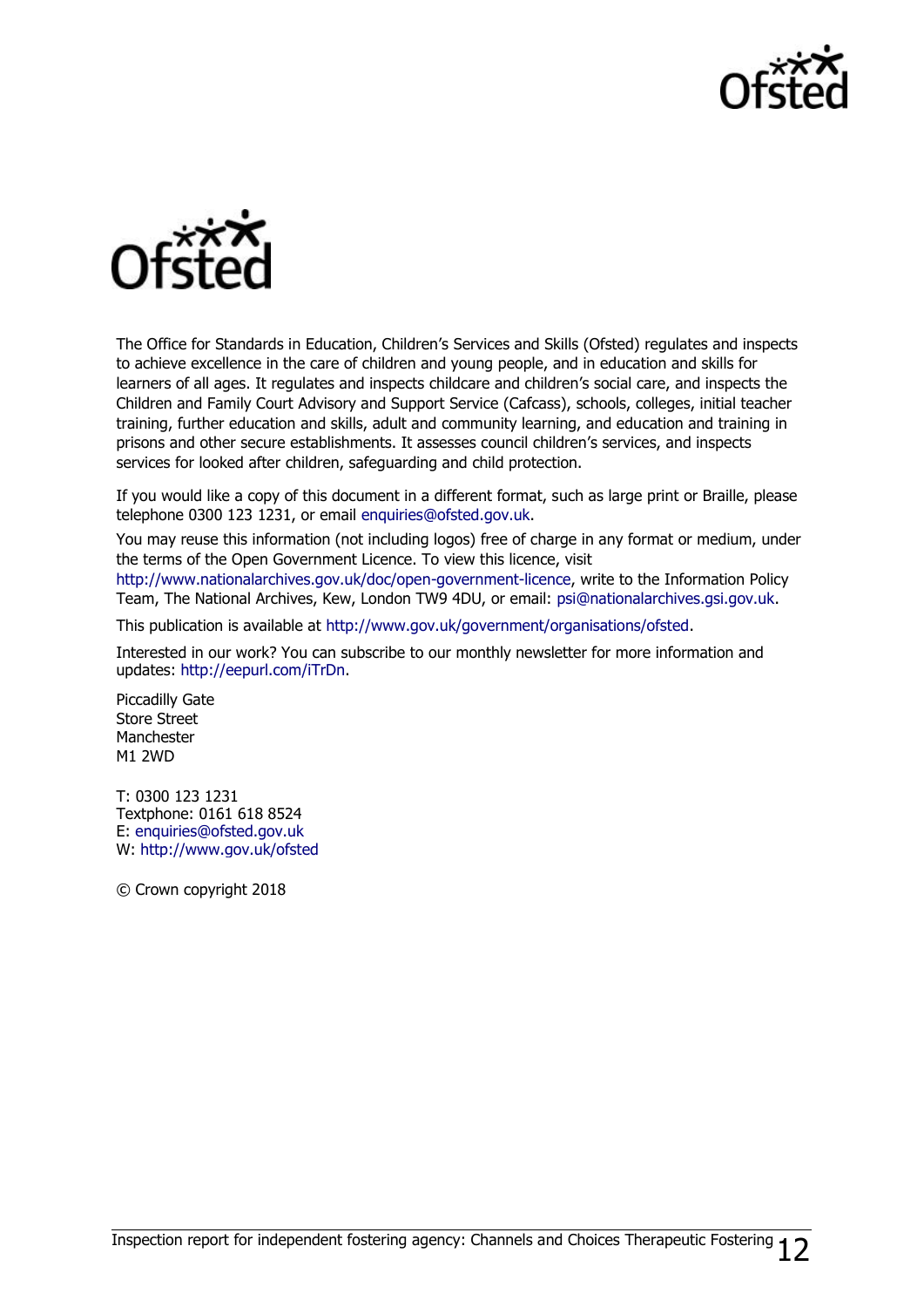The Office for Standards in Education, Children's Services and Skills (Ofsted) regulates and inspects to achieve excellence in the care of children and young people, and in education and skills for learners of all ages. It regulates and inspects childcare and children's social care, and inspects the Children and Family Court Advisory and Support Service (Cafcass), schools, colleges, initial teacher training, further education and skills, adult and community learning, and education and training in prisons and other secure establishments. It assesses council children's services, and inspects services for looked after children, safeguarding and child protection.

If you would like a copy of this document in a different format, such as large print or Braille, please telephone 0300 123 1231, or email enquiries@ofsted.gov.uk.

You may reuse this information (not including logos) free of charge in any format or medium, under the terms of the Open Government Licence. To view this licence, visit http://www.nationalarchives.gov.uk/doc/open-government-licence, write to the Information Policy Team, The National Archives, Kew, London TW9 4DU, or email: psi@nationalarchives.gsi.gov.uk.

This publication is available at http://www.gov.uk/government/organisations/ofsted.

Interested in our work? You can subscribe to our monthly newsletter for more information and updates: http://eepurl.com/iTrDn.

Piccadilly Gate
Store Street
Manchester
M1 2WD

T: 0300 123 1231
Textphone: 0161 618 8524
E: enquiries@ofsted.gov.uk
W: http://www.gov.uk/ofsted

© Crown copyright 2018